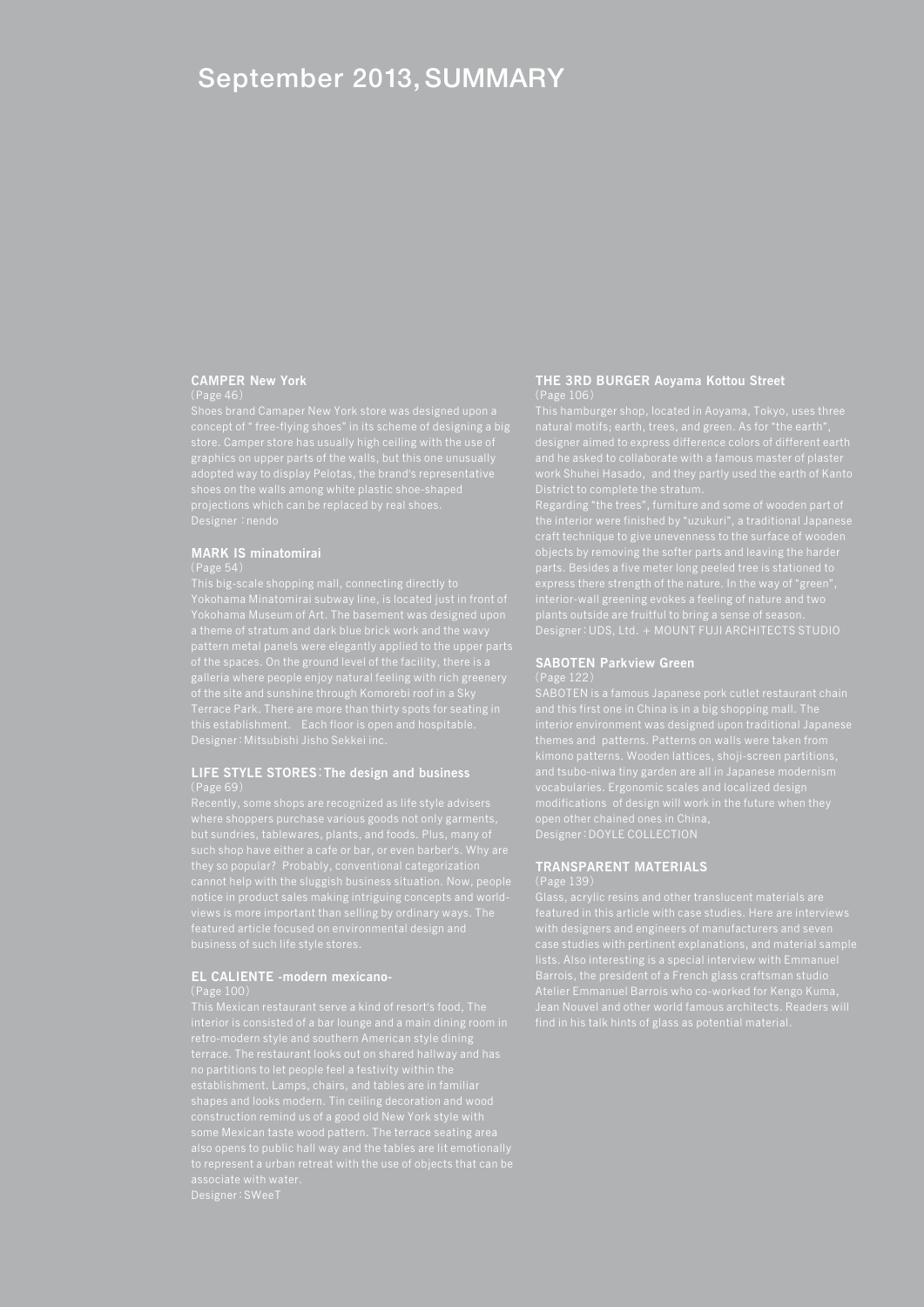# September 2013, SUMMARY

### CAMPER New York

(Page 46)

Shoes brand Camaper New York store was designed upon a concept of " free-flying shoes" in its scheme of designing a big store. Camper store has usually high ceiling with the use of graphics on upper parts of the walls, but this one unusually adopted way to display Pelotas, the brand's representative shoes on the walls among white plastic shoe-shaped projections which can be replaced by real shoes.
Designer : nendo

### MARK IS minatomirai

(Page 54)

This big-scale shopping mall, connecting directly to Yokohama Minatomirai subway line, is located just in front of Yokohama Museum of Art. The basement was designed upon a theme of stratum and dark blue brick work and the wavy pattern metal panels were elegantly applied to the upper parts of the spaces. On the ground level of the facility, there is a galleria where people enjoy natural feeling with rich greenery of the site and sunshine through Komorebi roof in a Sky Terrace Park. There are more than thirty spots for seating in this establishment. Each floor is open and hospitable.
Designer : Mitsubishi Jisho Sekkei inc.

### LIFE STYLE STORES : The design and business

(Page 69)

Recently, some shops are recognized as life style advisers where shoppers purchase various goods not only garments, but sundries, tablewares, plants, and foods. Plus, many of such shop have either a cafe or bar, or even barber's. Why are they so popular? Probably, conventional categorization cannot help with the sluggish business situation. Now, people notice in product sales making intriguing concepts and world-views is more important than selling by ordinary ways. The featured article focused on environmental design and business of such life style stores.

### EL CALIENTE -modern mexicano-

(Page 100)

This Mexican restaurant serve a kind of resort's food, The interior is consisted of a bar lounge and a main dining room in retro-modern style and southern American style dining terrace. The restaurant looks out on shared hallway and has no partitions to let people feel a festivity within the establishment. Lamps, chairs, and tables are in familiar shapes and looks modern. Tin ceiling decoration and wood construction remind us of a good old New York style with some Mexican taste wood pattern. The terrace seating area also opens to public hall way and the tables are lit emotionally to represent a urban retreat with the use of objects that can be associate with water.
Designer : SWeeT

### THE 3RD BURGER Aoyama Kottou Street

(Page 106)

This hamburger shop, located in Aoyama, Tokyo, uses three natural motifs; earth, trees, and green. As for "the earth", designer aimed to express difference colors of different earth and he asked to collaborate with a famous master of plaster work Shuhei Hasado, and they partly used the earth of Kanto District to complete the stratum.
Regarding "the trees", furniture and some of wooden part of the interior were finished by "uzukuri", a traditional Japanese craft technique to give unevenness to the surface of wooden objects by removing the softer parts and leaving the harder parts. Besides a five meter long peeled tree is stationed to express there strength of the nature. In the way of "green", interior-wall greening evokes a feeling of nature and two plants outside are fruitful to bring a sense of season.
Designer : UDS, Ltd. + MOUNT FUJI ARCHITECTS STUDIO

### SABOTEN Parkview Green

(Page 122)

SABOTEN is a famous Japanese pork cutlet restaurant chain and this first one in China is in a big shopping mall. The interior environment was designed upon traditional Japanese themes and patterns. Patterns on walls were taken from kimono patterns. Wooden lattices, shoji-screen partitions, and tsubo-niwa tiny garden are all in Japanese modernism vocabularies. Ergonomic scales and localized design modifications of design will work in the future when they open other chained ones in China,
Designer : DOYLE COLLECTION

### TRANSPARENT MATERIALS

(Page 139)

Glass, acrylic resins and other translucent materials are featured in this article with case studies. Here are interviews with designers and engineers of manufacturers and seven case studies with pertinent explanations, and material sample lists. Also interesting is a special interview with Emmanuel Barrois, the president of a French glass craftsman studio Atelier Emmanuel Barrois who co-worked for Kengo Kuma, Jean Nouvel and other world famous architects. Readers will find in his talk hints of glass as potential material.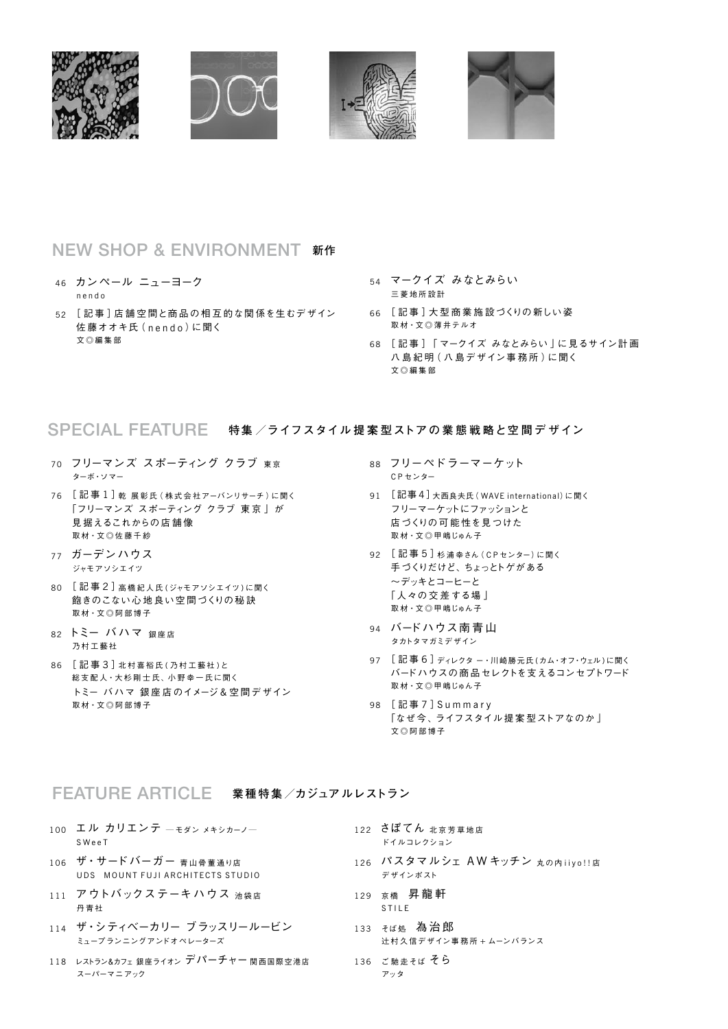## NEW SHOP & ENVIRONMENT 新作

46 カンペール ニューヨーク
nendo

52 [記事]店舗空間と商品の相互的な関係を生むデザイン
佐藤オオキ氏(nendo)に聞く
文◎編集部

54 マークイズ みなとみらい
三菱地所設計

66 [記事]大型商業施設づくりの新しい姿
取材・文◎薄井テルオ

68 [記事]「マークイズ みなとみらい」に見るサイン計画
八島紀明(八島デザイン事務所)に聞く
文◎編集部

## SPECIAL FEATURE 特集／ライフスタイル提案型ストアの業態戦略と空間デザイン

70 フリーマンズ スポーティング クラブ 東京
ターボ・ソマー

76 [記事1]乾 展彰氏(株式会社アーバンリサーチ)に聞く
「フリーマンズ スポーティング クラブ 東京」が
見据えるこれからの店舗像
取材・文◎佐藤千紗

77 ガーデンハウス
ジャモアソシエイツ

80 [記事2]高橋紀人氏(ジャモアソシエイツ)に聞く
飽きのこない心地良い空間づくりの秘訣
取材・文◎阿部博子

82 トミー バハマ 銀座店
乃村工藝社

86 [記事3]北村喜裕氏(乃村工藝社)と
総支配人・大杉剛士氏、小野幸一氏に聞く
トミー バハマ 銀座店のイメージ&空間デザイン
取材・文◎阿部博子

88 フリーペドラーマーケット
CPセンター

91 [記事4]大西良夫氏(WAVE international)に聞く
フリーマーケットにファッションと
店づくりの可能性を見つけた
取材・文◎甲嶋じゅん子

92 [記事5]杉浦幸さん(CPセンター)に聞く
手づくりだけど、ちょっとトゲがある
〜デッキとコーヒーと
「人々の交差する場」
取材・文◎甲嶋じゅん子

94 バードハウス南青山
タカトタマガミデザイン

97 [記事6]ディレクター・川崎勝元氏(カム・オフ・ウェル)に聞く
バードハウスの商品セレクトを支えるコンセプトワード
取材・文◎甲嶋じゅん子

98 [記事7]Summary
「なぜ今、ライフスタイル提案型ストアなのか」
文◎阿部博子

## FEATURE ARTICLE 業種特集／カジュアルレストラン

100 エル カリエンテ ―モダン メキシカーノ―
SWeeT

106 ザ・サードバーガー 青山骨董通り店
UDS MOUNT FUJI ARCHITECTS STUDIO

111 アウトバックステーキハウス 池袋店
丹青社

114 ザ・シティベーカリー ブラッスリールービン
ミュープランニングアンドオペレーターズ

118 レストラン&カフェ 銀座ライオン デパーチャー 関西国際空港店
スーパーマニアック

122 さぼてん 北京芳草地店
ドイルコレクション

126 パスタマルシェ AWキッチン 丸の内iiyo!!店
デザインポスト

129 京橋 昇龍軒
STILE

133 そば処 為治郎
辻村久信デザイン事務所 + ムーンバランス

136 ご馳走そば そら
アッタ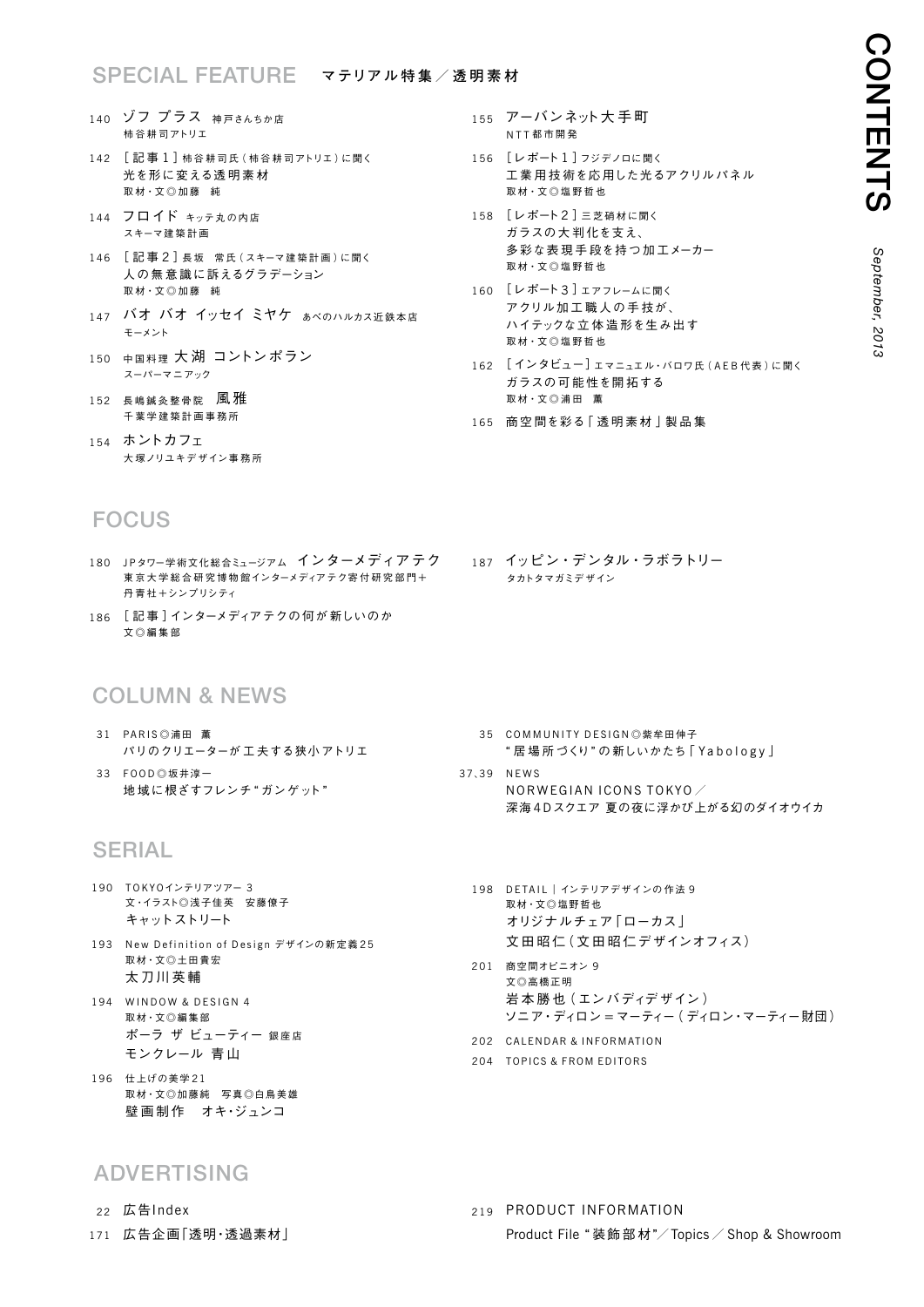# CONTENTS

*September, 2013*

## SPECIAL FEATURE マテリアル特集／透明素材

140 ゾフ プラス 神戸さんちか店
柿谷耕司アトリエ

142 ［記事1］柿谷耕司氏（柿谷耕司アトリエ）に聞く
光を形に変える透明素材
取材・文◎加藤 純

144 フロイド キッテ丸の内店
スキーマ建築計画

146 ［記事2］長坂 常氏（スキーマ建築計画）に聞く
人の無意識に訴えるグラデーション
取材・文◎加藤 純

147 バオ バオ イッセイ ミヤケ あべのハルカス近鉄本店
モーメント

150 中国料理 大湖 コントンボラン
スーパーマニアック

152 長嶋鍼灸整骨院 風雅
千葉学建築計画事務所

154 ホントカフェ
大塚ノリユキデザイン事務所

155 アーバンネット大手町
NTT都市開発

156 ［レポート1］フジデノロに聞く
工業用技術を応用した光るアクリルパネル
取材・文◎塩野哲也

158 ［レポート2］三芝硝材に聞く
ガラスの大判化を支え、
多彩な表現手段を持つ加工メーカー
取材・文◎塩野哲也

160 ［レポート3］エアフレームに聞く
アクリル加工職人の手技が、
ハイテックな立体造形を生み出す
取材・文◎塩野哲也

162 ［インタビュー］エマニュエル・バロワ氏（AEB代表）に聞く
ガラスの可能性を開拓する
取材・文◎浦田 薫

165 商空間を彩る「透明素材」製品集

## FOCUS

180 JPタワー学術文化総合ミュージアム インターメディアテク
東京大学総合研究博物館インターメディアテク寄付研究部門＋
丹青社＋シンプリシティ

186 ［記事］インターメディアテクの何が新しいのか
文◎編集部

187 イッピン・デンタル・ラボラトリー
タカトタマガミデザイン

## COLUMN & NEWS

31 PARIS◎浦田 薫
パリのクリエーターが工夫する狭小アトリエ

33 FOOD◎坂井淳一
地域に根ざすフレンチ"ガンゲット"

35 COMMUNITY DESIGN◎紫牟田伸子
"居場所づくり"の新しいかたち「Yabology」

37,39 NEWS
NORWEGIAN ICONS TOKYO／
深海4Dスクエア 夏の夜に浮かび上がる幻のダイオウイカ

## SERIAL

190 TOKYOインテリアツアー 3
文・イラスト◎浅子佳英 安藤僚子
キャットストリート

193 New Definition of Design デザインの新定義25
取材・文◎土田貴宏
太刀川英輔

194 WINDOW & DESIGN 4
取材・文◎編集部
ポーラ ザ ビューティー 銀座店
モンクレール 青山

196 仕上げの美学21
取材・文◎加藤純 写真◎白鳥美雄
壁画制作 オキ・ジュンコ

198 DETAIL｜インテリアデザインの作法 9
取材・文◎塩野哲也
オリジナルチェア「ローカス」
文田昭仁（文田昭仁デザインオフィス）

201 商空間オピニオン 9
文◎高橋正明
岩本勝也（エンバディデザイン）
ソニア・ディロン＝マーティー（ディロン・マーティー財団）

202 CALENDAR & INFORMATION

204 TOPICS & FROM EDITORS

## ADVERTISING

22 広告Index

171 広告企画「透明・透過素材」

219 PRODUCT INFORMATION
Product File "装飾部材"／Topics／Shop & Showroom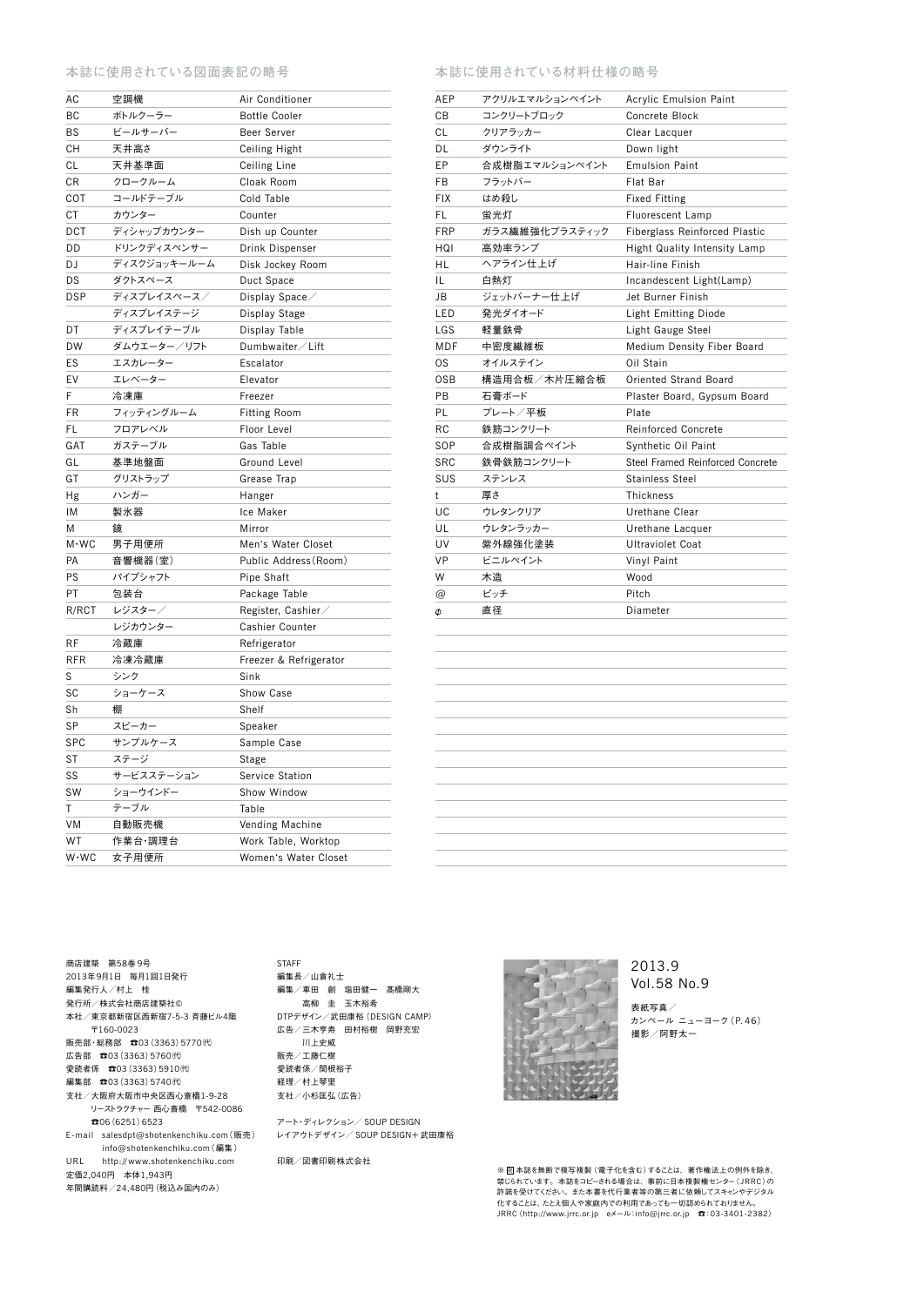## 本誌に使用されている図面表記の略号

| | | |
|---|---|---|
| AC | 空調機 | Air Conditioner |
| BC | ボトルクーラー | Bottle Cooler |
| BS | ビールサーバー | Beer Server |
| CH | 天井高さ | Ceiling Hight |
| CL | 天井基準面 | Ceiling Line |
| CR | クロークルーム | Cloak Room |
| COT | コールドテーブル | Cold Table |
| CT | カウンター | Counter |
| DCT | ディシャップカウンター | Dish up Counter |
| DD | ドリンクディスペンサー | Drink Dispenser |
| DJ | ディスクジョッキールーム | Disk Jockey Room |
| DS | ダクトスペース | Duct Space |
| DSP | ディスプレイスペース／ディスプレイステージ | Display Space／Display Stage |
| DT | ディスプレイテーブル | Display Table |
| DW | ダムウエーター／リフト | Dumbwaiter／Lift |
| ES | エスカレーター | Escalator |
| EV | エレベーター | Elevator |
| F | 冷凍庫 | Freezer |
| FR | フィッティングルーム | Fitting Room |
| FL | フロアレベル | Floor Level |
| GAT | ガステーブル | Gas Table |
| GL | 基準地盤面 | Ground Level |
| GT | グリストラップ | Grease Trap |
| Hg | ハンガー | Hanger |
| IM | 製氷器 | Ice Maker |
| M | 鏡 | Mirror |
| M･WC | 男子用便所 | Men's Water Closet |
| PA | 音響機器(室) | Public Address(Room) |
| PS | パイプシャフト | Pipe Shaft |
| PT | 包装台 | Package Table |
| R/RCT | レジスター／レジカウンター | Register, Cashier／Cashier Counter |
| RF | 冷蔵庫 | Refrigerator |
| RFR | 冷凍冷蔵庫 | Freezer & Refrigerator |
| S | シンク | Sink |
| SC | ショーケース | Show Case |
| Sh | 棚 | Shelf |
| SP | スピーカー | Speaker |
| SPC | サンプルケース | Sample Case |
| ST | ステージ | Stage |
| SS | サービスステーション | Service Station |
| SW | ショーウインドー | Show Window |
| T | テーブル | Table |
| VM | 自動販売機 | Vending Machine |
| WT | 作業台･調理台 | Work Table, Worktop |
| W･WC | 女子用便所 | Women's Water Closet |

## 本誌に使用されている材料仕様の略号

| | | |
|---|---|---|
| AEP | アクリルエマルションペイント | Acrylic Emulsion Paint |
| CB | コンクリートブロック | Concrete Block |
| CL | クリアラッカー | Clear Lacquer |
| DL | ダウンライト | Down light |
| EP | 合成樹脂エマルションペイント | Emulsion Paint |
| FB | フラットバー | Flat Bar |
| FIX | はめ殺し | Fixed Fitting |
| FL | 蛍光灯 | Fluorescent Lamp |
| FRP | ガラス繊維強化プラスティック | Fiberglass Reinforced Plastic |
| HQI | 高効率ランプ | Hight Quality Intensity Lamp |
| HL | ヘアライン仕上げ | Hair-line Finish |
| IL | 白熱灯 | Incandescent Light(Lamp) |
| JB | ジェットバーナー仕上げ | Jet Burner Finish |
| LED | 発光ダイオード | Light Emitting Diode |
| LGS | 軽量鉄骨 | Light Gauge Steel |
| MDF | 中密度繊維板 | Medium Density Fiber Board |
| OS | オイルステイン | Oil Stain |
| OSB | 構造用合板／木片圧縮合板 | Oriented Strand Board |
| PB | 石膏ボード | Plaster Board, Gypsum Board |
| PL | プレート／平板 | Plate |
| RC | 鉄筋コンクリート | Reinforced Concrete |
| SOP | 合成樹脂調合ペイント | Synthetic Oil Paint |
| SRC | 鉄骨鉄筋コンクリート | Steel Framed Reinforced Concrete |
| SUS | ステンレス | Stainless Steel |
| t | 厚さ | Thickness |
| UC | ウレタンクリア | Urethane Clear |
| UL | ウレタンラッカー | Urethane Lacquer |
| UV | 紫外線強化塗装 | Ultraviolet Coat |
| VP | ビニルペイント | Vinyl Paint |
| W | 木造 | Wood |
| @ | ピッチ | Pitch |
| φ | 直径 | Diameter |

商店建築　第58巻9号
2013年9月1日　毎月1回1日発行
編集発行人／村上　桂
発行所／株式会社商店建築社©
本社／東京都新宿区西新宿7-5-3 斉藤ビル4階
〒160-0023
販売部･総務部　☎03（3363）5770㈹
広告部　☎03（3363）5760㈹
愛読者係　☎03（3363）5910㈹
編集部　☎03（3363）5740㈹
支社／大阪府大阪市中央区西心斎橋1-9-28
リーストラクチャー 西心斎橋　〒542-0086
☎06（6251）6523
E-mail　salesdpt@shotenkenchiku.com（販売）
info@shotenkenchiku.com（編集）
URL　http://www.shotenkenchiku.com
定価2,040円　本体1,943円
年間購読料／24,480円（税込み国内のみ）

STAFF
編集長／山倉礼士
編集／車田　創　塩田健一　高橋剛大
高柳　圭　玉木裕希
DTPデザイン／武田康裕（DESIGN CAMP）
広告／三木亨寿　田村裕樹　岡野充宏
川上史威
販売／工藤仁樹
愛読者係／関根裕子
経理／村上琴里
支社／小杉匡弘（広告）

アート･ディレクション／SOUP DESIGN
レイアウトデザイン／SOUP DESIGN＋武田康裕

印刷／図書印刷株式会社

2013.9
Vol.58 No.9

表紙写真／
カンペール ニューヨーク（P.46）
撮影／阿野太一

※ Ⓡ 本誌を無断で複写複製（電子化を含む）することは、著作権法上の例外を除き、禁じられています。本誌をコピーされる場合は、事前に日本複製権センター（JRRC）の許諾を受けてください。また本書を代行業者等の第三者に依頼してスキャンやデジタル化することは、たとえ個人や家庭内での利用であっても一切認められておりません。
JRRC（http://www.jrrc.or.jp　eメール：info@jrrc.or.jp　☎：03-3401-2382）